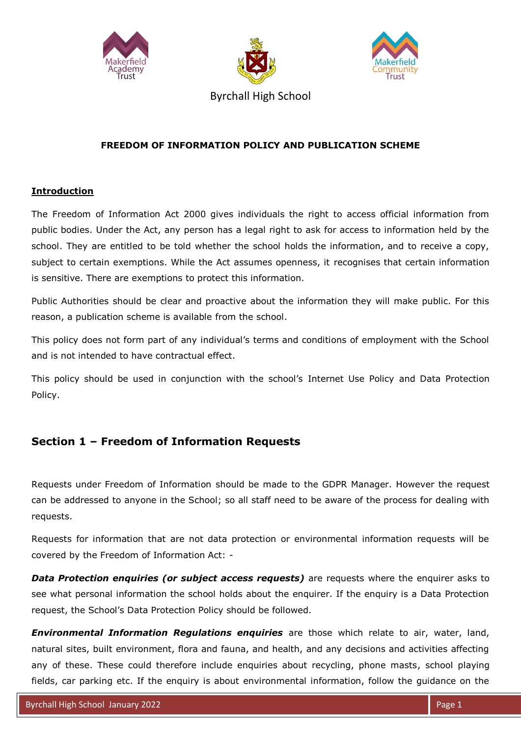Byrchall High School

**FREEDOM OF INFORMATION POLICY AND PUBLICATION SCHEME**

**Introduction**

The Freedom of Information Act 2000 gives individuals the right to access official information from public bodies. Under the Act, any person has a legal right to ask for access to information held by the school. They are entitled to be told whether the school holds the information, and to receive a copy, subject to certain exemptions. While the Act assumes openness, it recognises that certain information is sensitive. There are exemptions to protect this information.

Public Authorities should be clear and proactive about the information they will make public. For this reason, a publication scheme is available from the school.

This policy does not form part of any individual's terms and conditions of employment with the School and is not intended to have contractual effect.

This policy should be used in conjunction with the school's Internet Use Policy and Data Protection Policy.

## Section 1 – Freedom of Information Requests

Requests under Freedom of Information should be made to the GDPR Manager. However the request can be addressed to anyone in the School; so all staff need to be aware of the process for dealing with requests.

Requests for information that are not data protection or environmental information requests will be covered by the Freedom of Information Act: -

***Data Protection enquiries (or subject access requests)*** are requests where the enquirer asks to see what personal information the school holds about the enquirer. If the enquiry is a Data Protection request, the School's Data Protection Policy should be followed.

***Environmental Information Regulations enquiries*** are those which relate to air, water, land, natural sites, built environment, flora and fauna, and health, and any decisions and activities affecting any of these. These could therefore include enquiries about recycling, phone masts, school playing fields, car parking etc. If the enquiry is about environmental information, follow the guidance on the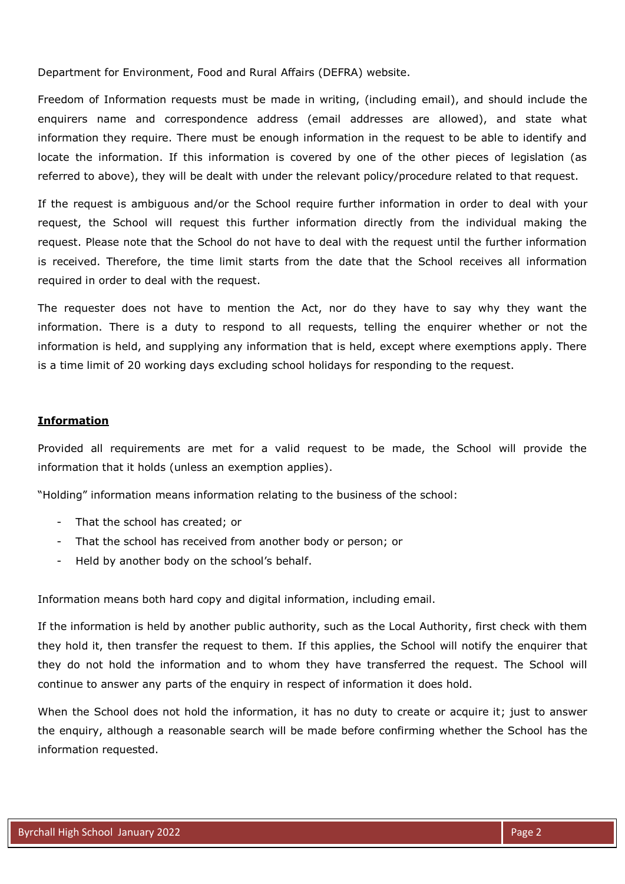Department for Environment, Food and Rural Affairs (DEFRA) website.

Freedom of Information requests must be made in writing, (including email), and should include the enquirers name and correspondence address (email addresses are allowed), and state what information they require. There must be enough information in the request to be able to identify and locate the information. If this information is covered by one of the other pieces of legislation (as referred to above), they will be dealt with under the relevant policy/procedure related to that request.

If the request is ambiguous and/or the School require further information in order to deal with your request, the School will request this further information directly from the individual making the request. Please note that the School do not have to deal with the request until the further information is received. Therefore, the time limit starts from the date that the School receives all information required in order to deal with the request.

The requester does not have to mention the Act, nor do they have to say why they want the information. There is a duty to respond to all requests, telling the enquirer whether or not the information is held, and supplying any information that is held, except where exemptions apply. There is a time limit of 20 working days excluding school holidays for responding to the request.

## **Information**

Provided all requirements are met for a valid request to be made, the School will provide the information that it holds (unless an exemption applies).

"Holding" information means information relating to the business of the school:

- That the school has created; or
- That the school has received from another body or person; or
- Held by another body on the school's behalf.

Information means both hard copy and digital information, including email.

If the information is held by another public authority, such as the Local Authority, first check with them they hold it, then transfer the request to them. If this applies, the School will notify the enquirer that they do not hold the information and to whom they have transferred the request. The School will continue to answer any parts of the enquiry in respect of information it does hold.

When the School does not hold the information, it has no duty to create or acquire it; just to answer the enquiry, although a reasonable search will be made before confirming whether the School has the information requested.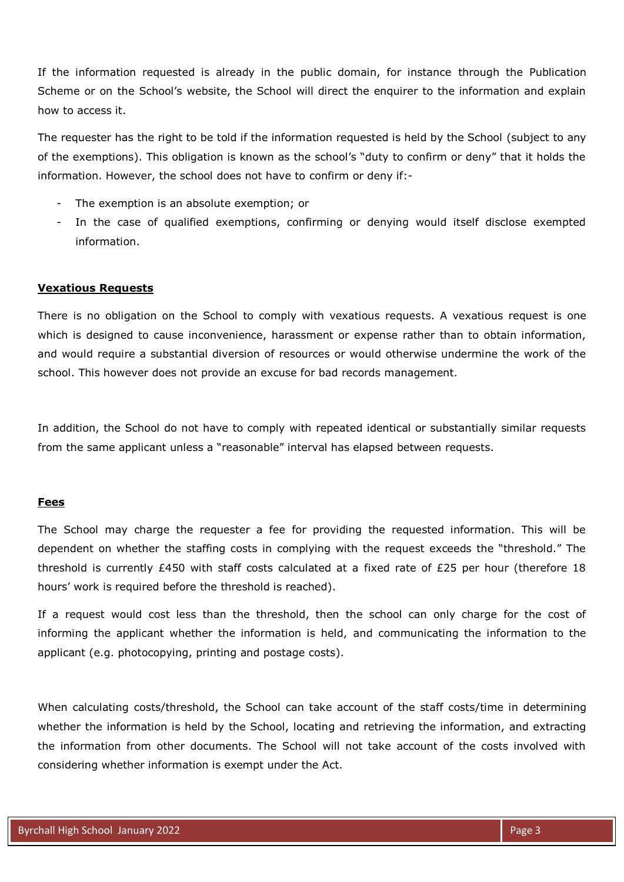If the information requested is already in the public domain, for instance through the Publication Scheme or on the School's website, the School will direct the enquirer to the information and explain how to access it.

The requester has the right to be told if the information requested is held by the School (subject to any of the exemptions). This obligation is known as the school's "duty to confirm or deny" that it holds the information. However, the school does not have to confirm or deny if:-

- The exemption is an absolute exemption; or
- In the case of qualified exemptions, confirming or denying would itself disclose exempted information.

**Vexatious Requests**

There is no obligation on the School to comply with vexatious requests. A vexatious request is one which is designed to cause inconvenience, harassment or expense rather than to obtain information, and would require a substantial diversion of resources or would otherwise undermine the work of the school. This however does not provide an excuse for bad records management.

In addition, the School do not have to comply with repeated identical or substantially similar requests from the same applicant unless a "reasonable" interval has elapsed between requests.

**Fees**

The School may charge the requester a fee for providing the requested information. This will be dependent on whether the staffing costs in complying with the request exceeds the "threshold." The threshold is currently £450 with staff costs calculated at a fixed rate of £25 per hour (therefore 18 hours' work is required before the threshold is reached).

If a request would cost less than the threshold, then the school can only charge for the cost of informing the applicant whether the information is held, and communicating the information to the applicant (e.g. photocopying, printing and postage costs).

When calculating costs/threshold, the School can take account of the staff costs/time in determining whether the information is held by the School, locating and retrieving the information, and extracting the information from other documents. The School will not take account of the costs involved with considering whether information is exempt under the Act.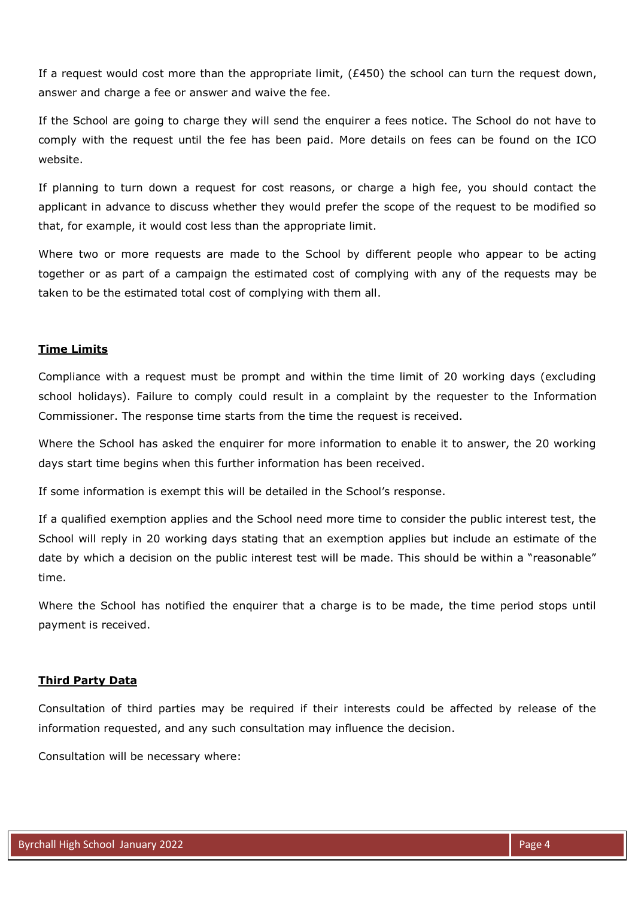If a request would cost more than the appropriate limit, (£450) the school can turn the request down, answer and charge a fee or answer and waive the fee.

If the School are going to charge they will send the enquirer a fees notice. The School do not have to comply with the request until the fee has been paid. More details on fees can be found on the ICO website.

If planning to turn down a request for cost reasons, or charge a high fee, you should contact the applicant in advance to discuss whether they would prefer the scope of the request to be modified so that, for example, it would cost less than the appropriate limit.

Where two or more requests are made to the School by different people who appear to be acting together or as part of a campaign the estimated cost of complying with any of the requests may be taken to be the estimated total cost of complying with them all.

## Time Limits

Compliance with a request must be prompt and within the time limit of 20 working days (excluding school holidays). Failure to comply could result in a complaint by the requester to the Information Commissioner. The response time starts from the time the request is received.

Where the School has asked the enquirer for more information to enable it to answer, the 20 working days start time begins when this further information has been received.

If some information is exempt this will be detailed in the School's response.

If a qualified exemption applies and the School need more time to consider the public interest test, the School will reply in 20 working days stating that an exemption applies but include an estimate of the date by which a decision on the public interest test will be made. This should be within a "reasonable" time.

Where the School has notified the enquirer that a charge is to be made, the time period stops until payment is received.

## Third Party Data

Consultation of third parties may be required if their interests could be affected by release of the information requested, and any such consultation may influence the decision.

Consultation will be necessary where: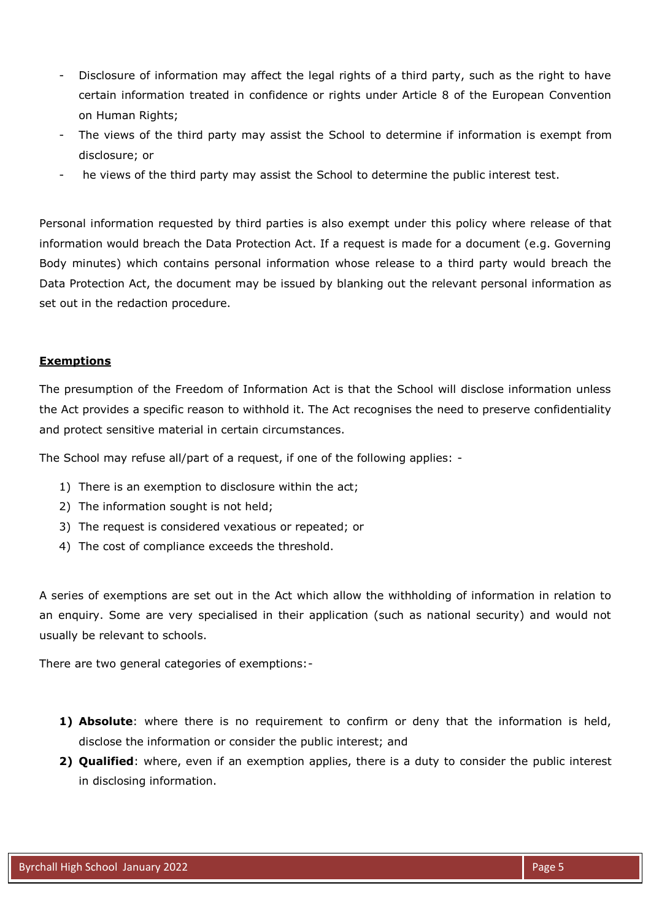- Disclosure of information may affect the legal rights of a third party, such as the right to have certain information treated in confidence or rights under Article 8 of the European Convention on Human Rights;
- The views of the third party may assist the School to determine if information is exempt from disclosure; or
- he views of the third party may assist the School to determine the public interest test.

Personal information requested by third parties is also exempt under this policy where release of that information would breach the Data Protection Act. If a request is made for a document (e.g. Governing Body minutes) which contains personal information whose release to a third party would breach the Data Protection Act, the document may be issued by blanking out the relevant personal information as set out in the redaction procedure.

## Exemptions

The presumption of the Freedom of Information Act is that the School will disclose information unless the Act provides a specific reason to withhold it. The Act recognises the need to preserve confidentiality and protect sensitive material in certain circumstances.

The School may refuse all/part of a request, if one of the following applies: -

1) There is an exemption to disclosure within the act;
2) The information sought is not held;
3) The request is considered vexatious or repeated; or
4) The cost of compliance exceeds the threshold.

A series of exemptions are set out in the Act which allow the withholding of information in relation to an enquiry. Some are very specialised in their application (such as national security) and would not usually be relevant to schools.

There are two general categories of exemptions:-

1) **Absolute**: where there is no requirement to confirm or deny that the information is held, disclose the information or consider the public interest; and
2) **Qualified**: where, even if an exemption applies, there is a duty to consider the public interest in disclosing information.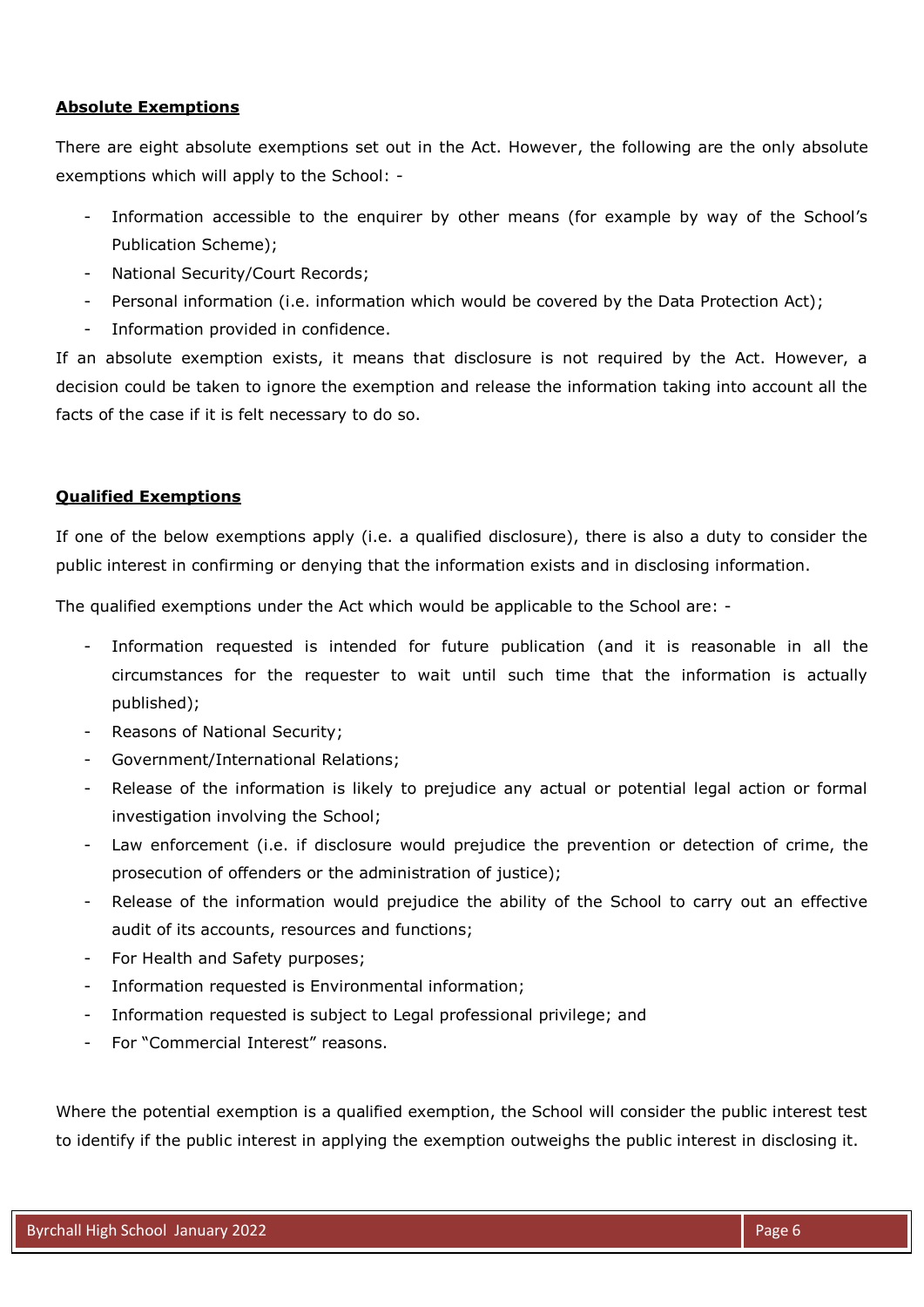**Absolute Exemptions**

There are eight absolute exemptions set out in the Act. However, the following are the only absolute exemptions which will apply to the School: -

- Information accessible to the enquirer by other means (for example by way of the School's Publication Scheme);
- National Security/Court Records;
- Personal information (i.e. information which would be covered by the Data Protection Act);
- Information provided in confidence.

If an absolute exemption exists, it means that disclosure is not required by the Act. However, a decision could be taken to ignore the exemption and release the information taking into account all the facts of the case if it is felt necessary to do so.

**Qualified Exemptions**

If one of the below exemptions apply (i.e. a qualified disclosure), there is also a duty to consider the public interest in confirming or denying that the information exists and in disclosing information.

The qualified exemptions under the Act which would be applicable to the School are: -

- Information requested is intended for future publication (and it is reasonable in all the circumstances for the requester to wait until such time that the information is actually published);
- Reasons of National Security;
- Government/International Relations;
- Release of the information is likely to prejudice any actual or potential legal action or formal investigation involving the School;
- Law enforcement (i.e. if disclosure would prejudice the prevention or detection of crime, the prosecution of offenders or the administration of justice);
- Release of the information would prejudice the ability of the School to carry out an effective audit of its accounts, resources and functions;
- For Health and Safety purposes;
- Information requested is Environmental information;
- Information requested is subject to Legal professional privilege; and
- For "Commercial Interest" reasons.

Where the potential exemption is a qualified exemption, the School will consider the public interest test to identify if the public interest in applying the exemption outweighs the public interest in disclosing it.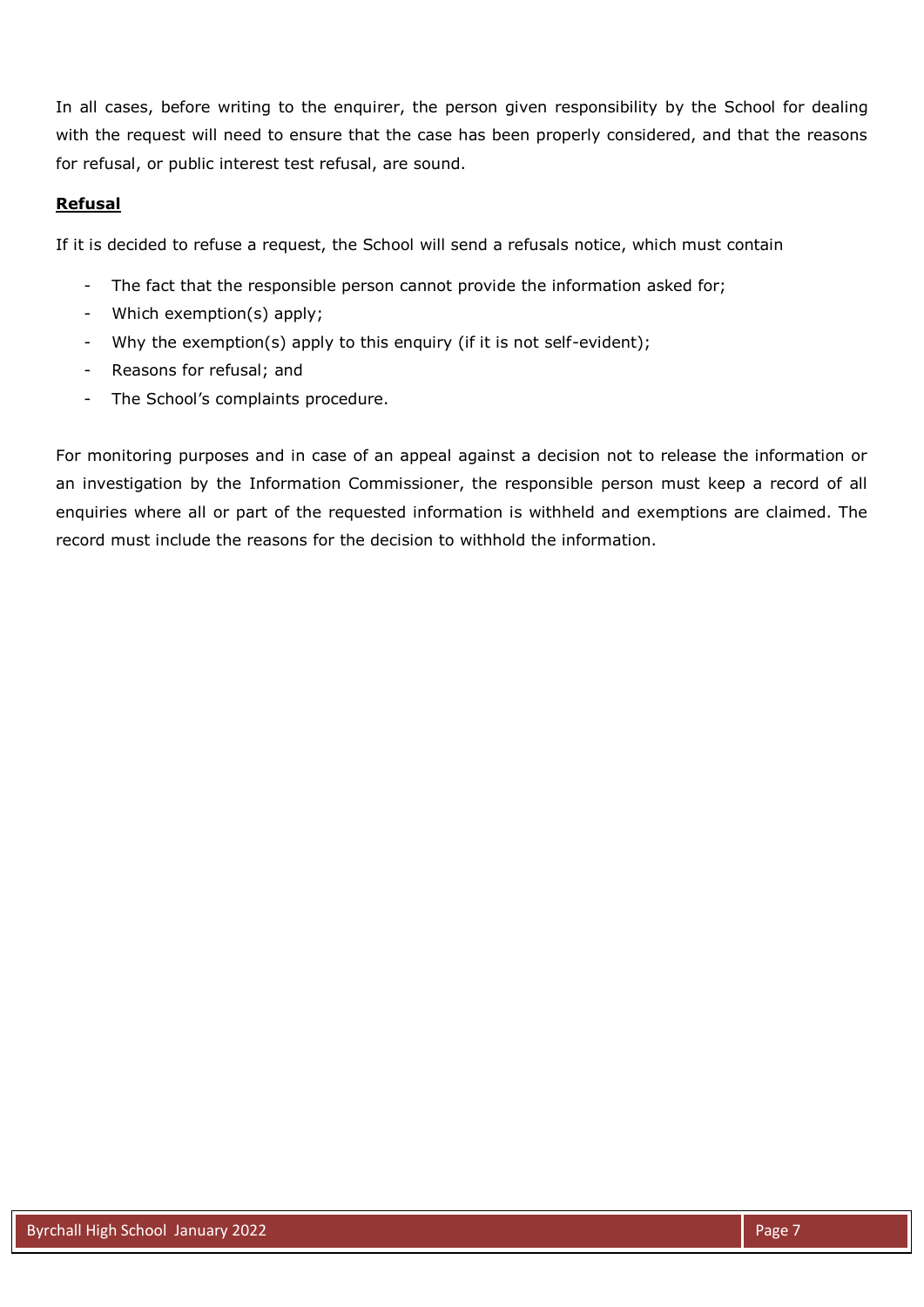In all cases, before writing to the enquirer, the person given responsibility by the School for dealing with the request will need to ensure that the case has been properly considered, and that the reasons for refusal, or public interest test refusal, are sound.

**Refusal**

If it is decided to refuse a request, the School will send a refusals notice, which must contain

- The fact that the responsible person cannot provide the information asked for;
- Which exemption(s) apply;
- Why the exemption(s) apply to this enquiry (if it is not self-evident);
- Reasons for refusal; and
- The School's complaints procedure.

For monitoring purposes and in case of an appeal against a decision not to release the information or an investigation by the Information Commissioner, the responsible person must keep a record of all enquiries where all or part of the requested information is withheld and exemptions are claimed. The record must include the reasons for the decision to withhold the information.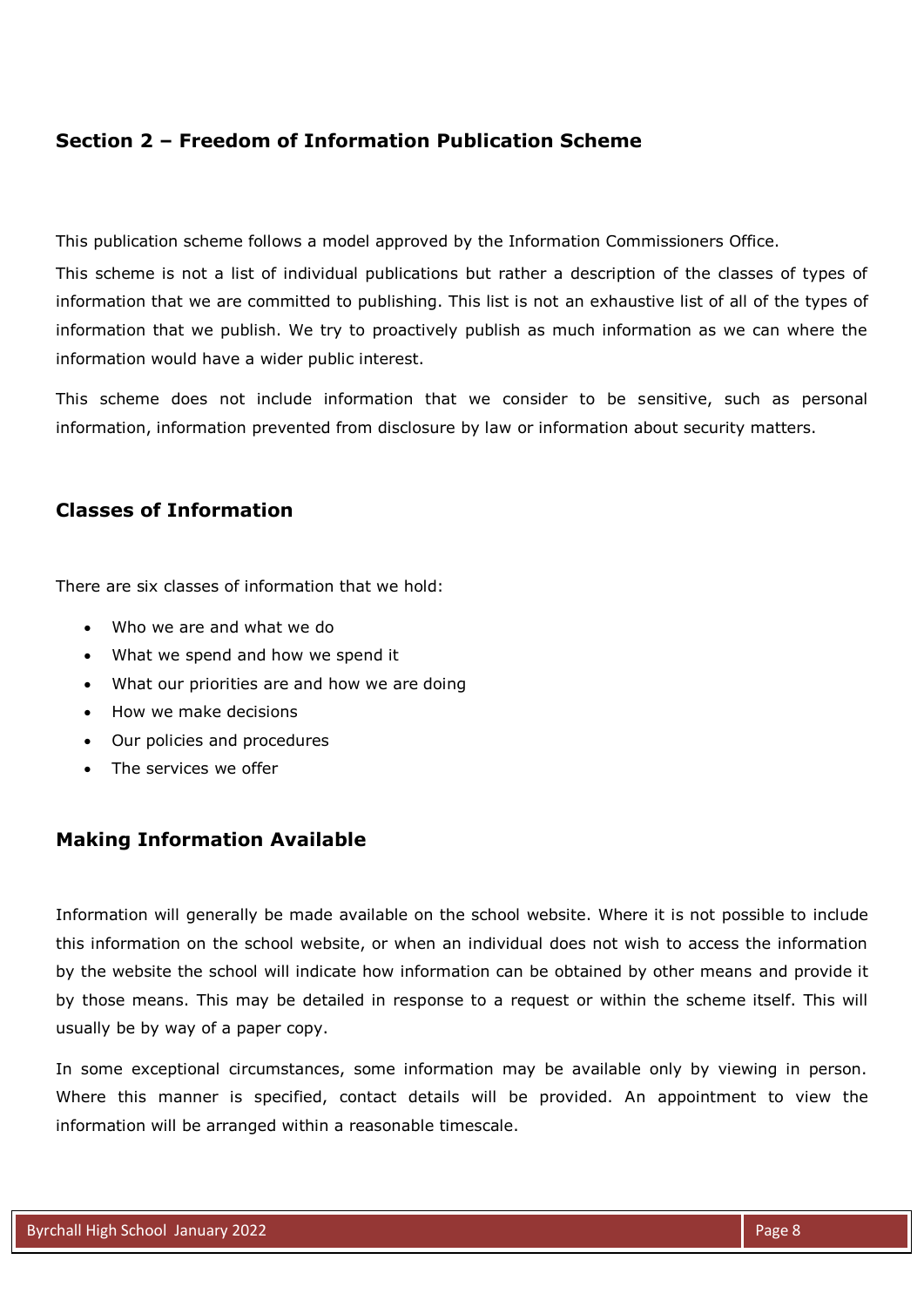## Section 2 – Freedom of Information Publication Scheme

This publication scheme follows a model approved by the Information Commissioners Office.

This scheme is not a list of individual publications but rather a description of the classes of types of information that we are committed to publishing. This list is not an exhaustive list of all of the types of information that we publish. We try to proactively publish as much information as we can where the information would have a wider public interest.

This scheme does not include information that we consider to be sensitive, such as personal information, information prevented from disclosure by law or information about security matters.

### Classes of Information

There are six classes of information that we hold:

- Who we are and what we do
- What we spend and how we spend it
- What our priorities are and how we are doing
- How we make decisions
- Our policies and procedures
- The services we offer

### Making Information Available

Information will generally be made available on the school website. Where it is not possible to include this information on the school website, or when an individual does not wish to access the information by the website the school will indicate how information can be obtained by other means and provide it by those means. This may be detailed in response to a request or within the scheme itself. This will usually be by way of a paper copy.

In some exceptional circumstances, some information may be available only by viewing in person. Where this manner is specified, contact details will be provided. An appointment to view the information will be arranged within a reasonable timescale.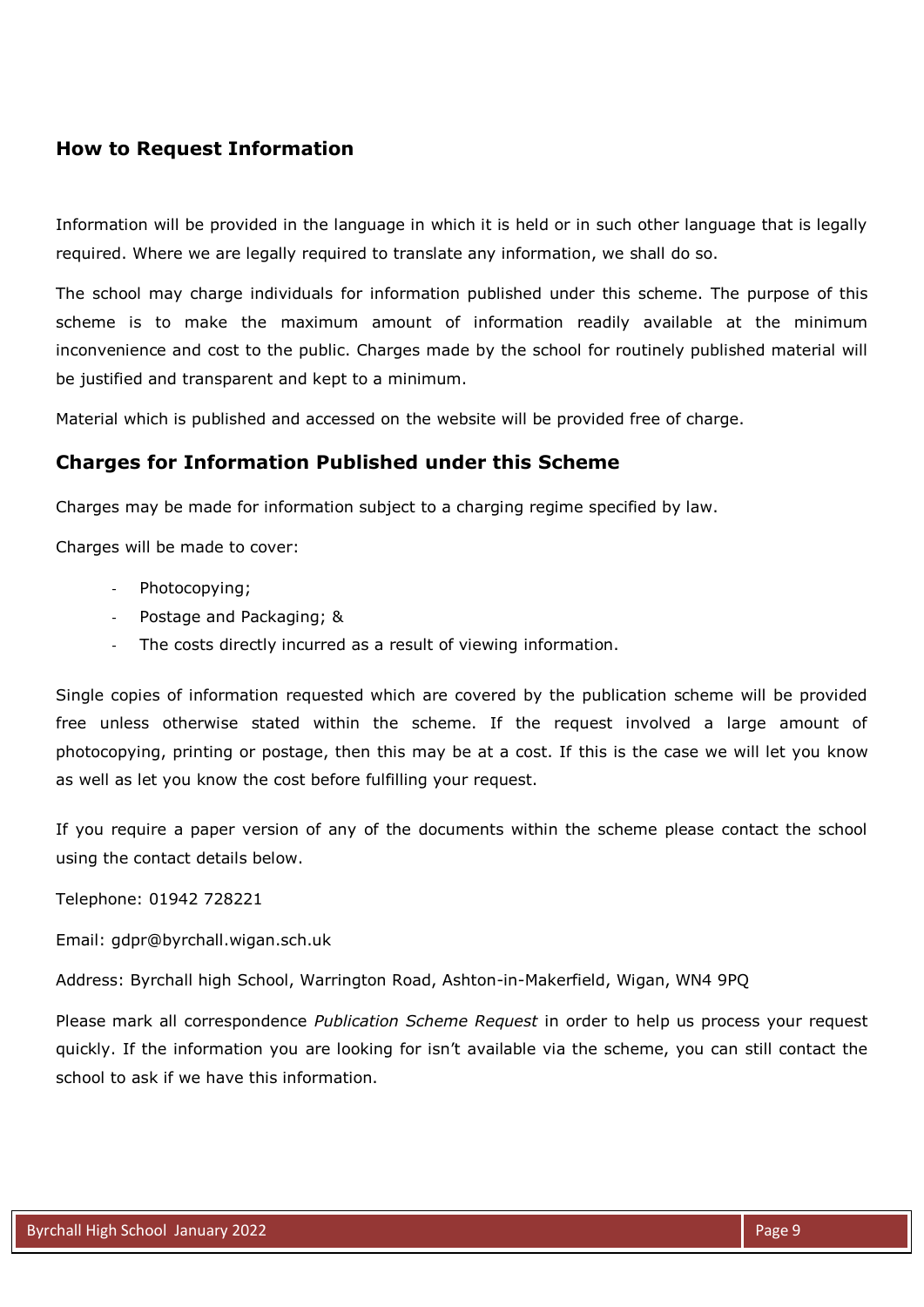## How to Request Information

Information will be provided in the language in which it is held or in such other language that is legally required. Where we are legally required to translate any information, we shall do so.

The school may charge individuals for information published under this scheme. The purpose of this scheme is to make the maximum amount of information readily available at the minimum inconvenience and cost to the public. Charges made by the school for routinely published material will be justified and transparent and kept to a minimum.

Material which is published and accessed on the website will be provided free of charge.

## Charges for Information Published under this Scheme

Charges may be made for information subject to a charging regime specified by law.

Charges will be made to cover:

- Photocopying;
- Postage and Packaging; &
- The costs directly incurred as a result of viewing information.

Single copies of information requested which are covered by the publication scheme will be provided free unless otherwise stated within the scheme. If the request involved a large amount of photocopying, printing or postage, then this may be at a cost. If this is the case we will let you know as well as let you know the cost before fulfilling your request.

If you require a paper version of any of the documents within the scheme please contact the school using the contact details below.

Telephone: 01942 728221

Email: gdpr@byrchall.wigan.sch.uk

Address: Byrchall high School, Warrington Road, Ashton-in-Makerfield, Wigan, WN4 9PQ

Please mark all correspondence *Publication Scheme Request* in order to help us process your request quickly. If the information you are looking for isn't available via the scheme, you can still contact the school to ask if we have this information.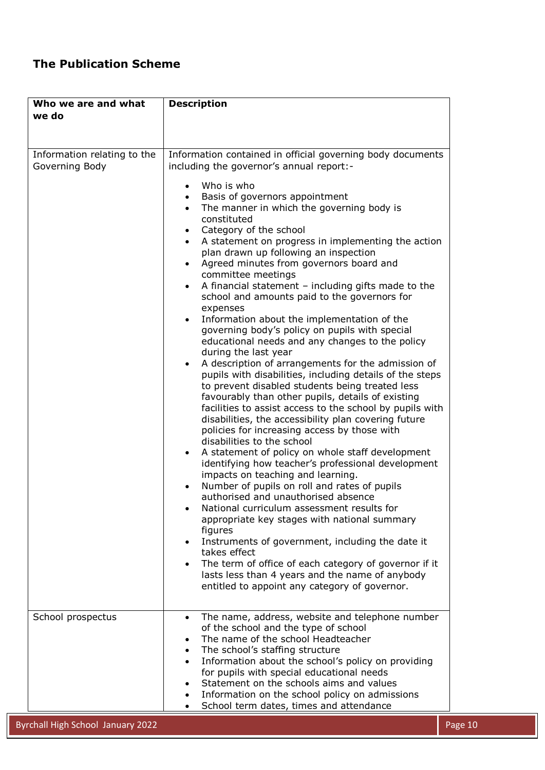## The Publication Scheme

| Who we are and what we do | Description |
| --- | --- |
| Information relating to the Governing Body | Information contained in official governing body documents including the governor's annual report:-<br><br>• Who is who<br>• Basis of governors appointment<br>• The manner in which the governing body is constituted<br>• Category of the school<br>• A statement on progress in implementing the action plan drawn up following an inspection<br>• Agreed minutes from governors board and committee meetings<br>• A financial statement – including gifts made to the school and amounts paid to the governors for expenses<br>• Information about the implementation of the governing body's policy on pupils with special educational needs and any changes to the policy during the last year<br>• A description of arrangements for the admission of pupils with disabilities, including details of the steps to prevent disabled students being treated less favourably than other pupils, details of existing facilities to assist access to the school by pupils with disabilities, the accessibility plan covering future policies for increasing access by those with disabilities to the school<br>• A statement of policy on whole staff development identifying how teacher's professional development impacts on teaching and learning.<br>• Number of pupils on roll and rates of pupils authorised and unauthorised absence<br>• National curriculum assessment results for appropriate key stages with national summary figures<br>• Instruments of government, including the date it takes effect<br>• The term of office of each category of governor if it lasts less than 4 years and the name of anybody entitled to appoint any category of governor. |
| School prospectus | • The name, address, website and telephone number of the school and the type of school<br>• The name of the school Headteacher<br>• The school's staffing structure<br>• Information about the school's policy on providing for pupils with special educational needs<br>• Statement on the schools aims and values<br>• Information on the school policy on admissions<br>• School term dates, times and attendance |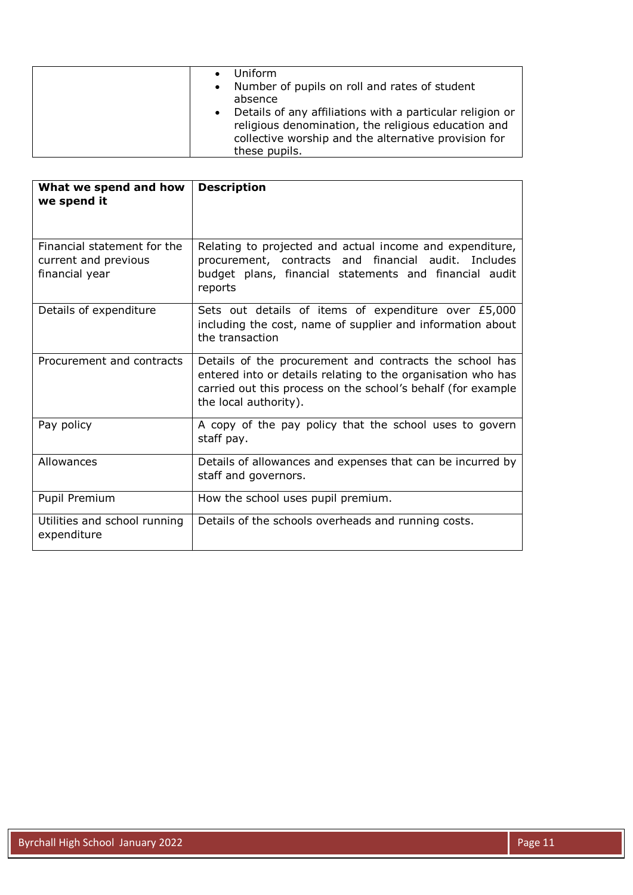| | |
|---|---|
| | • Uniform<br>• Number of pupils on roll and rates of student absence<br>• Details of any affiliations with a particular religion or religious denomination, the religious education and collective worship and the alternative provision for these pupils. |

| What we spend and how we spend it | Description |
|---|---|
| Financial statement for the current and previous financial year | Relating to projected and actual income and expenditure, procurement, contracts and financial audit. Includes budget plans, financial statements and financial audit reports |
| Details of expenditure | Sets out details of items of expenditure over £5,000 including the cost, name of supplier and information about the transaction |
| Procurement and contracts | Details of the procurement and contracts the school has entered into or details relating to the organisation who has carried out this process on the school's behalf (for example the local authority). |
| Pay policy | A copy of the pay policy that the school uses to govern staff pay. |
| Allowances | Details of allowances and expenses that can be incurred by staff and governors. |
| Pupil Premium | How the school uses pupil premium. |
| Utilities and school running expenditure | Details of the schools overheads and running costs. |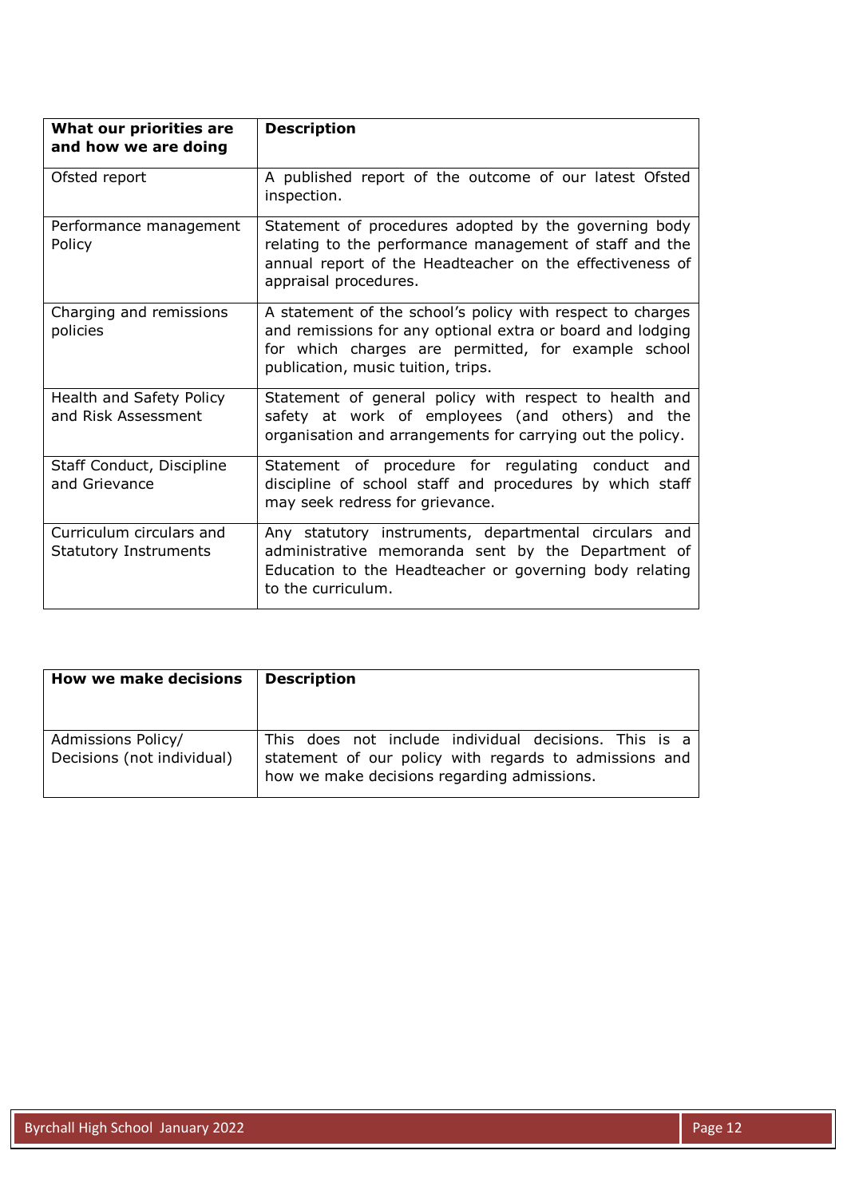| What our priorities are and how we are doing | Description |
| --- | --- |
| Ofsted report | A published report of the outcome of our latest Ofsted inspection. |
| Performance management Policy | Statement of procedures adopted by the governing body relating to the performance management of staff and the annual report of the Headteacher on the effectiveness of appraisal procedures. |
| Charging and remissions policies | A statement of the school's policy with respect to charges and remissions for any optional extra or board and lodging for which charges are permitted, for example school publication, music tuition, trips. |
| Health and Safety Policy and Risk Assessment | Statement of general policy with respect to health and safety at work of employees (and others) and the organisation and arrangements for carrying out the policy. |
| Staff Conduct, Discipline and Grievance | Statement of procedure for regulating conduct and discipline of school staff and procedures by which staff may seek redress for grievance. |
| Curriculum circulars and Statutory Instruments | Any statutory instruments, departmental circulars and administrative memoranda sent by the Department of Education to the Headteacher or governing body relating to the curriculum. |

| How we make decisions | Description |
| --- | --- |
| Admissions Policy/ Decisions (not individual) | This does not include individual decisions. This is a statement of our policy with regards to admissions and how we make decisions regarding admissions. |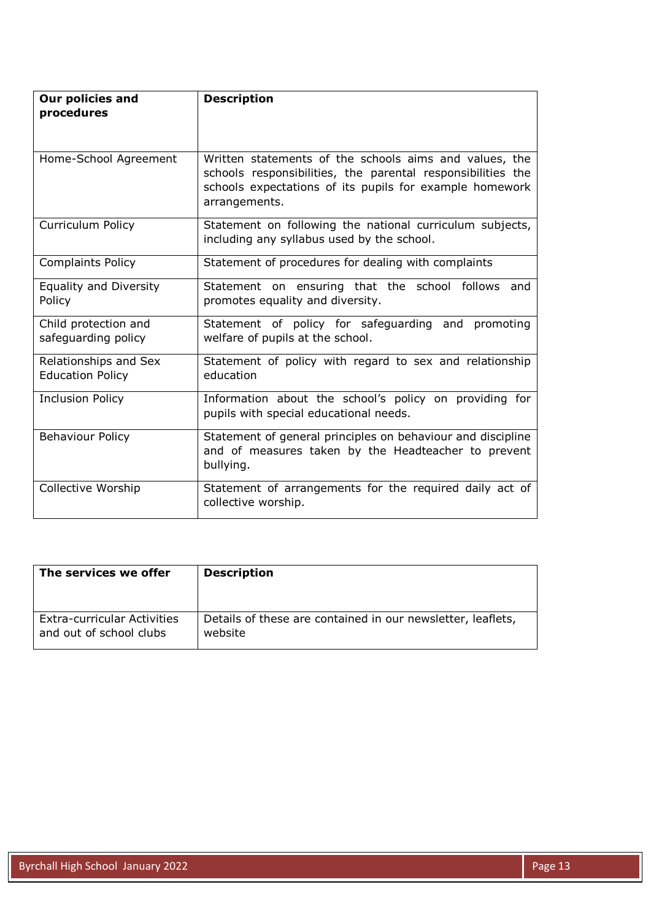| Our policies and procedures | Description |
| --- | --- |
| Home-School Agreement | Written statements of the schools aims and values, the schools responsibilities, the parental responsibilities the schools expectations of its pupils for example homework arrangements. |
| Curriculum Policy | Statement on following the national curriculum subjects, including any syllabus used by the school. |
| Complaints Policy | Statement of procedures for dealing with complaints |
| Equality and Diversity Policy | Statement on ensuring that the school follows and promotes equality and diversity. |
| Child protection and safeguarding policy | Statement of policy for safeguarding and promoting welfare of pupils at the school. |
| Relationships and Sex Education Policy | Statement of policy with regard to sex and relationship education |
| Inclusion Policy | Information about the school's policy on providing for pupils with special educational needs. |
| Behaviour Policy | Statement of general principles on behaviour and discipline and of measures taken by the Headteacher to prevent bullying. |
| Collective Worship | Statement of arrangements for the required daily act of collective worship. |

| The services we offer | Description |
| --- | --- |
| Extra-curricular Activities and out of school clubs | Details of these are contained in our newsletter, leaflets, website |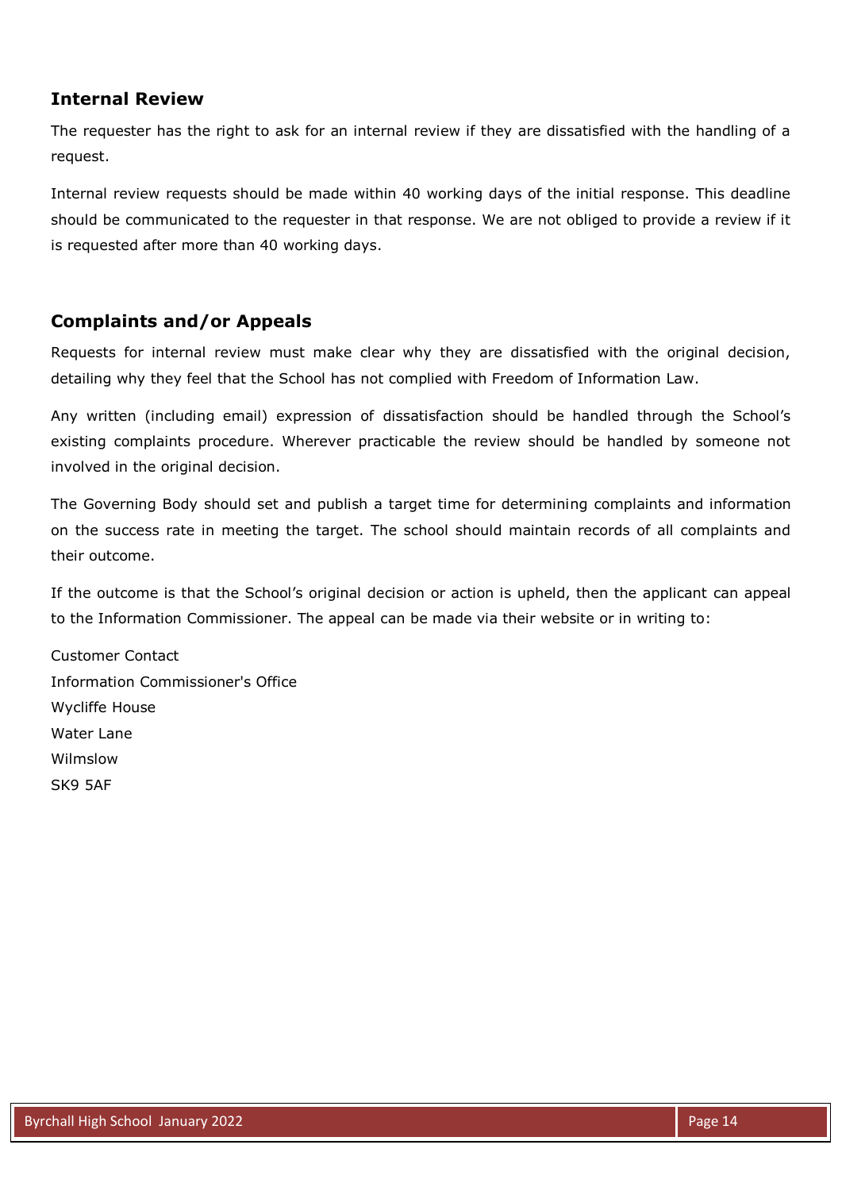## Internal Review

The requester has the right to ask for an internal review if they are dissatisfied with the handling of a request.

Internal review requests should be made within 40 working days of the initial response. This deadline should be communicated to the requester in that response. We are not obliged to provide a review if it is requested after more than 40 working days.

## Complaints and/or Appeals

Requests for internal review must make clear why they are dissatisfied with the original decision, detailing why they feel that the School has not complied with Freedom of Information Law.

Any written (including email) expression of dissatisfaction should be handled through the School's existing complaints procedure. Wherever practicable the review should be handled by someone not involved in the original decision.

The Governing Body should set and publish a target time for determining complaints and information on the success rate in meeting the target. The school should maintain records of all complaints and their outcome.

If the outcome is that the School's original decision or action is upheld, then the applicant can appeal to the Information Commissioner. The appeal can be made via their website or in writing to:

Customer Contact
Information Commissioner's Office
Wycliffe House
Water Lane
Wilmslow
SK9 5AF